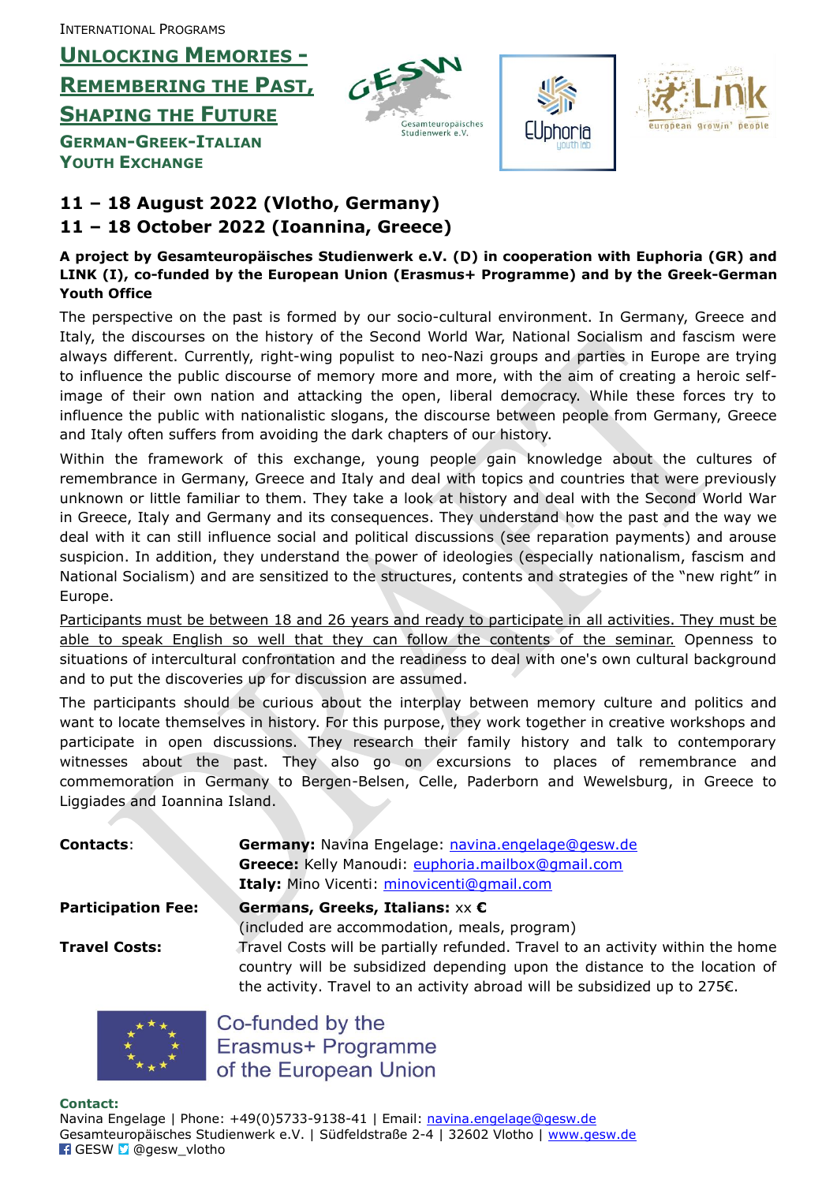International Programs

# Unlocking Memories - Remembering the Past, Shaping the Future

## German-Greek-Italian Youth Exchange

## 11 – 18 August 2022 (Vlotho, Germany)
## 11 – 18 October 2022 (Ioannina, Greece)

**A project by Gesamteuropäisches Studienwerk e.V. (D) in cooperation with Euphoria (GR) and LINK (I), co-funded by the European Union (Erasmus+ Programme) and by the Greek-German Youth Office**

The perspective on the past is formed by our socio-cultural environment. In Germany, Greece and Italy, the discourses on the history of the Second World War, National Socialism and fascism were always different. Currently, right-wing populist to neo-Nazi groups and parties in Europe are trying to influence the public discourse of memory more and more, with the aim of creating a heroic self-image of their own nation and attacking the open, liberal democracy. While these forces try to influence the public with nationalistic slogans, the discourse between people from Germany, Greece and Italy often suffers from avoiding the dark chapters of our history.

Within the framework of this exchange, young people gain knowledge about the cultures of remembrance in Germany, Greece and Italy and deal with topics and countries that were previously unknown or little familiar to them. They take a look at history and deal with the Second World War in Greece, Italy and Germany and its consequences. They understand how the past and the way we deal with it can still influence social and political discussions (see reparation payments) and arouse suspicion. In addition, they understand the power of ideologies (especially nationalism, fascism and National Socialism) and are sensitized to the structures, contents and strategies of the "new right" in Europe.

<u>Participants must be between 18 and 26 years and ready to participate in all activities. They must be able to speak English so well that they can follow the contents of the seminar.</u> Openness to situations of intercultural confrontation and the readiness to deal with one's own cultural background and to put the discoveries up for discussion are assumed.

The participants should be curious about the interplay between memory culture and politics and want to locate themselves in history. For this purpose, they work together in creative workshops and participate in open discussions. They research their family history and talk to contemporary witnesses about the past. They also go on excursions to places of remembrance and commemoration in Germany to Bergen-Belsen, Celle, Paderborn and Wewelsburg, in Greece to Liggiades and Ioannina Island.

| | |
|---|---|
| **Contacts**: | **Germany:** Navina Engelage: navina.engelage@gesw.de<br>**Greece:** Kelly Manoudi: euphoria.mailbox@gmail.com<br>**Italy:** Mino Vicenti: minovicenti@gmail.com |
| **Participation Fee:** | **Germans, Greeks, Italians:** xx **€**<br>(included are accommodation, meals, program) |
| **Travel Costs:** | Travel Costs will be partially refunded. Travel to an activity within the home country will be subsidized depending upon the distance to the location of the activity. Travel to an activity abroad will be subsidized up to 275€. |

Co-funded by the Erasmus+ Programme of the European Union

**Contact:**
Navina Engelage | Phone: +49(0)5733-9138-41 | Email: navina.engelage@gesw.de
Gesamteuropäisches Studienwerk e.V. | Südfeldstraße 2-4 | 32602 Vlotho | www.gesw.de
GESW @gesw_vlotho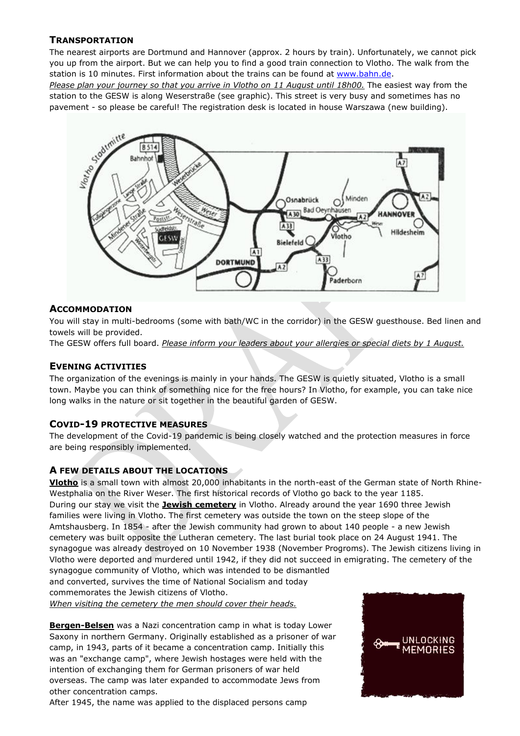## TRANSPORTATION

The nearest airports are Dortmund and Hannover (approx. 2 hours by train). Unfortunately, we cannot pick you up from the airport. But we can help you to find a good train connection to Vlotho. The walk from the station is 10 minutes. First information about the trains can be found at www.bahn.de.
*Please plan your journey so that you arrive in Vlotho on 11 August until 18h00.* The easiest way from the station to the GESW is along Weserstraße (see graphic). This street is very busy and sometimes has no pavement - so please be careful! The registration desk is located in house Warszawa (new building).

## ACCOMMODATION

You will stay in multi-bedrooms (some with bath/WC in the corridor) in the GESW guesthouse. Bed linen and towels will be provided.
The GESW offers full board. *Please inform your leaders about your allergies or special diets by 1 August.*

## EVENING ACTIVITIES

The organization of the evenings is mainly in your hands. The GESW is quietly situated, Vlotho is a small town. Maybe you can think of something nice for the free hours? In Vlotho, for example, you can take nice long walks in the nature or sit together in the beautiful garden of GESW.

## COVID-19 PROTECTIVE MEASURES

The development of the Covid-19 pandemic is being closely watched and the protection measures in force are being responsibly implemented.

## A FEW DETAILS ABOUT THE LOCATIONS

**Vlotho** is a small town with almost 20,000 inhabitants in the north-east of the German state of North Rhine-Westphalia on the River Weser. The first historical records of Vlotho go back to the year 1185.
During our stay we visit the **Jewish cemetery** in Vlotho. Already around the year 1690 three Jewish families were living in Vlotho. The first cemetery was outside the town on the steep slope of the Amtshausberg. In 1854 - after the Jewish community had grown to about 140 people - a new Jewish cemetery was built opposite the Lutheran cemetery. The last burial took place on 24 August 1941. The synagogue was already destroyed on 10 November 1938 (November Progroms). The Jewish citizens living in Vlotho were deported and murdered until 1942, if they did not succeed in emigrating. The cemetery of the synagogue community of Vlotho, which was intended to be dismantled and converted, survives the time of National Socialism and today commemorates the Jewish citizens of Vlotho.
*When visiting the cemetery the men should cover their heads.*

**Bergen-Belsen** was a Nazi concentration camp in what is today Lower Saxony in northern Germany. Originally established as a prisoner of war camp, in 1943, parts of it became a concentration camp. Initially this was an "exchange camp", where Jewish hostages were held with the intention of exchanging them for German prisoners of war held overseas. The camp was later expanded to accommodate Jews from other concentration camps.
After 1945, the name was applied to the displaced persons camp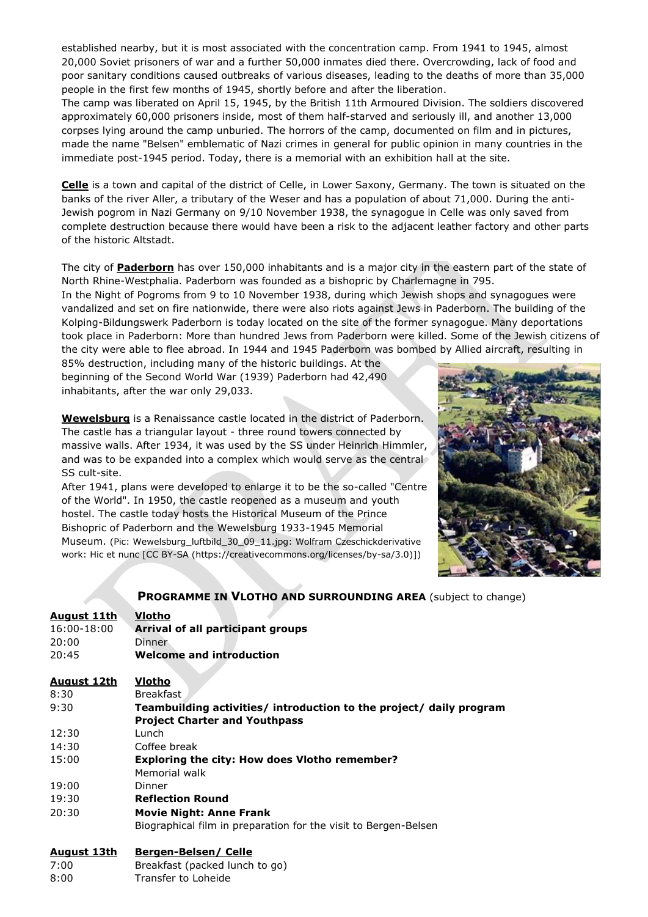established nearby, but it is most associated with the concentration camp. From 1941 to 1945, almost 20,000 Soviet prisoners of war and a further 50,000 inmates died there. Overcrowding, lack of food and poor sanitary conditions caused outbreaks of various diseases, leading to the deaths of more than 35,000 people in the first few months of 1945, shortly before and after the liberation.
The camp was liberated on April 15, 1945, by the British 11th Armoured Division. The soldiers discovered approximately 60,000 prisoners inside, most of them half-starved and seriously ill, and another 13,000 corpses lying around the camp unburied. The horrors of the camp, documented on film and in pictures, made the name "Belsen" emblematic of Nazi crimes in general for public opinion in many countries in the immediate post-1945 period. Today, there is a memorial with an exhibition hall at the site.

**Celle** is a town and capital of the district of Celle, in Lower Saxony, Germany. The town is situated on the banks of the river Aller, a tributary of the Weser and has a population of about 71,000. During the anti-Jewish pogrom in Nazi Germany on 9/10 November 1938, the synagogue in Celle was only saved from complete destruction because there would have been a risk to the adjacent leather factory and other parts of the historic Altstadt.

The city of **Paderborn** has over 150,000 inhabitants and is a major city in the eastern part of the state of North Rhine-Westphalia. Paderborn was founded as a bishopric by Charlemagne in 795.
In the Night of Pogroms from 9 to 10 November 1938, during which Jewish shops and synagogues were vandalized and set on fire nationwide, there were also riots against Jews in Paderborn. The building of the Kolping-Bildungswerk Paderborn is today located on the site of the former synagogue. Many deportations took place in Paderborn: More than hundred Jews from Paderborn were killed. Some of the Jewish citizens of the city were able to flee abroad. In 1944 and 1945 Paderborn was bombed by Allied aircraft, resulting in 85% destruction, including many of the historic buildings. At the beginning of the Second World War (1939) Paderborn had 42,490 inhabitants, after the war only 29,033.

**Wewelsburg** is a Renaissance castle located in the district of Paderborn. The castle has a triangular layout - three round towers connected by massive walls. After 1934, it was used by the SS under Heinrich Himmler, and was to be expanded into a complex which would serve as the central SS cult-site.
After 1941, plans were developed to enlarge it to be the so-called "Centre of the World". In 1950, the castle reopened as a museum and youth hostel. The castle today hosts the Historical Museum of the Prince Bishopric of Paderborn and the Wewelsburg 1933-1945 Memorial Museum. (Pic: Wewelsburg_luftbild_30_09_11.jpg: Wolfram Czeschickderivative work: Hic et nunc [CC BY-SA (https://creativecommons.org/licenses/by-sa/3.0)])

## PROGRAMME IN VLOTHO AND SURROUNDING AREA (subject to change)

**August 11th** **Vlotho**

| | |
|---|---|
| 16:00-18:00 | **Arrival of all participant groups** |
| 20:00 | Dinner |
| 20:45 | **Welcome and introduction** |

**August 12th** **Vlotho**

| | |
|---|---|
| 8:30 | Breakfast |
| 9:30 | **Teambuilding activities/ introduction to the project/ daily program** **Project Charter and Youthpass** |
| 12:30 | Lunch |
| 14:30 | Coffee break |
| 15:00 | **Exploring the city: How does Vlotho remember?** Memorial walk |
| 19:00 | Dinner |
| 19:30 | **Reflection Round** |
| 20:30 | **Movie Night: Anne Frank** Biographical film in preparation for the visit to Bergen-Belsen |

**August 13th** **Bergen-Belsen/ Celle**

| | |
|---|---|
| 7:00 | Breakfast (packed lunch to go) |
| 8:00 | Transfer to Loheide |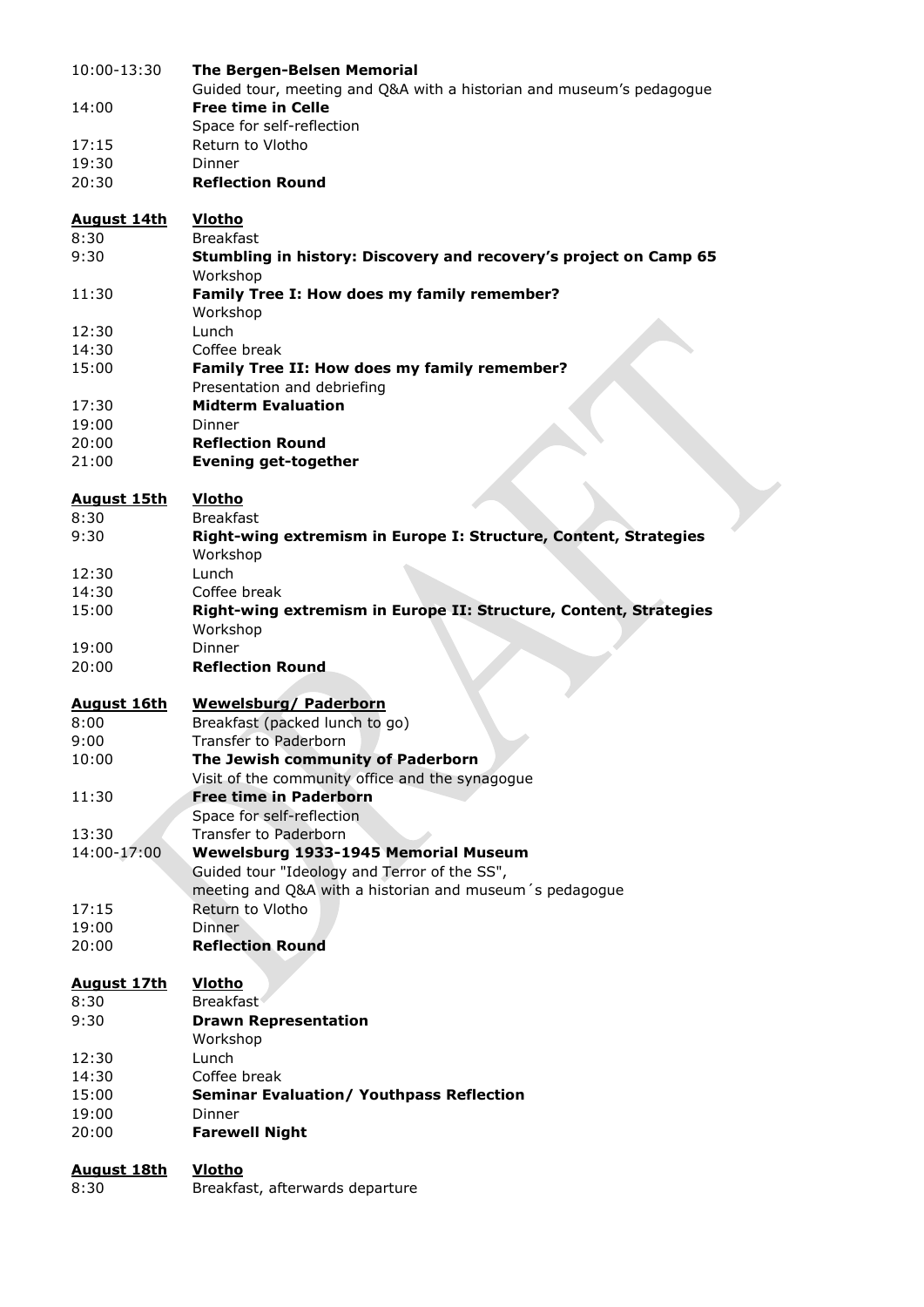| | |
|---|---|
| 10:00-13:30 | **The Bergen-Belsen Memorial**<br>Guided tour, meeting and Q&A with a historian and museum's pedagogue |
| 14:00 | **Free time in Celle**<br>Space for self-reflection |
| 17:15 | Return to Vlotho |
| 19:30 | Dinner |
| 20:30 | **Reflection Round** |

| **<u>August 14th</u>** | **<u>Vlotho</u>** |
|---|---|
| 8:30 | Breakfast |
| 9:30 | **Stumbling in history: Discovery and recovery's project on Camp 65**<br>Workshop |
| 11:30 | **Family Tree I: How does my family remember?**<br>Workshop |
| 12:30 | Lunch |
| 14:30 | Coffee break |
| 15:00 | **Family Tree II: How does my family remember?**<br>Presentation and debriefing |
| 17:30 | **Midterm Evaluation** |
| 19:00 | Dinner |
| 20:00 | **Reflection Round** |
| 21:00 | **Evening get-together** |

| **<u>August 15th</u>** | **<u>Vlotho</u>** |
|---|---|
| 8:30 | Breakfast |
| 9:30 | **Right-wing extremism in Europe I: Structure, Content, Strategies**<br>Workshop |
| 12:30 | Lunch |
| 14:30 | Coffee break |
| 15:00 | **Right-wing extremism in Europe II: Structure, Content, Strategies**<br>Workshop |
| 19:00 | Dinner |
| 20:00 | **Reflection Round** |

| **<u>August 16th</u>** | **<u>Wewelsburg/ Paderborn</u>** |
|---|---|
| 8:00 | Breakfast (packed lunch to go) |
| 9:00 | Transfer to Paderborn |
| 10:00 | **The Jewish community of Paderborn**<br>Visit of the community office and the synagogue |
| 11:30 | **Free time in Paderborn**<br>Space for self-reflection |
| 13:30 | Transfer to Paderborn |
| 14:00-17:00 | **Wewelsburg 1933-1945 Memorial Museum**<br>Guided tour "Ideology and Terror of the SS",<br>meeting and Q&A with a historian and museum´s pedagogue |
| 17:15 | Return to Vlotho |
| 19:00 | Dinner |
| 20:00 | **Reflection Round** |

| **<u>August 17th</u>** | **<u>Vlotho</u>** |
|---|---|
| 8:30 | Breakfast |
| 9:30 | **Drawn Representation**<br>Workshop |
| 12:30 | Lunch |
| 14:30 | Coffee break |
| 15:00 | **Seminar Evaluation/ Youthpass Reflection** |
| 19:00 | Dinner |
| 20:00 | **Farewell Night** |

| **<u>August 18th</u>** | **<u>Vlotho</u>** |
|---|---|
| 8:30 | Breakfast, afterwards departure |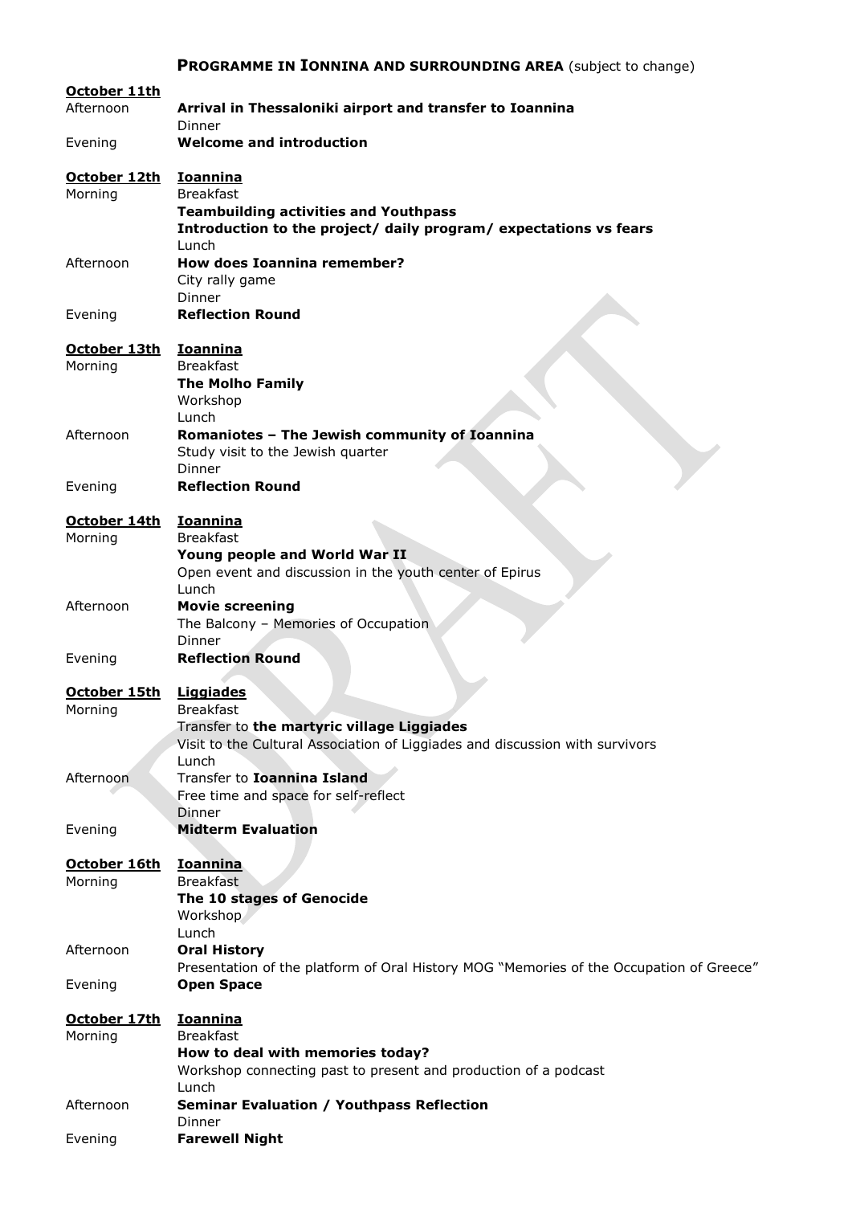## **PROGRAMME IN IONNINA AND SURROUNDING AREA** (subject to change)

**October 11th**

| | |
|---|---|
| Afternoon | **Arrival in Thessaloniki airport and transfer to Ioannina**<br>Dinner |
| Evening | **Welcome and introduction** |

**October 12th** **Ioannina**

| | |
|---|---|
| Morning | Breakfast<br>**Teambuilding activities and Youthpass**<br>**Introduction to the project/ daily program/ expectations vs fears**<br>Lunch |
| Afternoon | **How does Ioannina remember?**<br>City rally game<br>Dinner |
| Evening | **Reflection Round** |

**October 13th** **Ioannina**

| | |
|---|---|
| Morning | Breakfast<br>**The Molho Family**<br>Workshop<br>Lunch |
| Afternoon | **Romaniotes – The Jewish community of Ioannina**<br>Study visit to the Jewish quarter<br>Dinner |
| Evening | **Reflection Round** |

**October 14th** **Ioannina**

| | |
|---|---|
| Morning | Breakfast<br>**Young people and World War II**<br>Open event and discussion in the youth center of Epirus<br>Lunch |
| Afternoon | **Movie screening**<br>The Balcony – Memories of Occupation<br>Dinner |
| Evening | **Reflection Round** |

**October 15th** **Liggiades**

| | |
|---|---|
| Morning | Breakfast<br>Transfer to **the martyric village Liggiades**<br>Visit to the Cultural Association of Liggiades and discussion with survivors<br>Lunch |
| Afternoon | Transfer to **Ioannina Island**<br>Free time and space for self-reflect<br>Dinner |
| Evening | **Midterm Evaluation** |

**October 16th** **Ioannina**

| | |
|---|---|
| Morning | Breakfast<br>**The 10 stages of Genocide**<br>Workshop<br>Lunch |
| Afternoon | **Oral History**<br>Presentation of the platform of Oral History MOG "Memories of the Occupation of Greece" |
| Evening | **Open Space** |

**October 17th** **Ioannina**

| | |
|---|---|
| Morning | Breakfast<br>**How to deal with memories today?**<br>Workshop connecting past to present and production of a podcast<br>Lunch |
| Afternoon | **Seminar Evaluation / Youthpass Reflection**<br>Dinner |
| Evening | **Farewell Night** |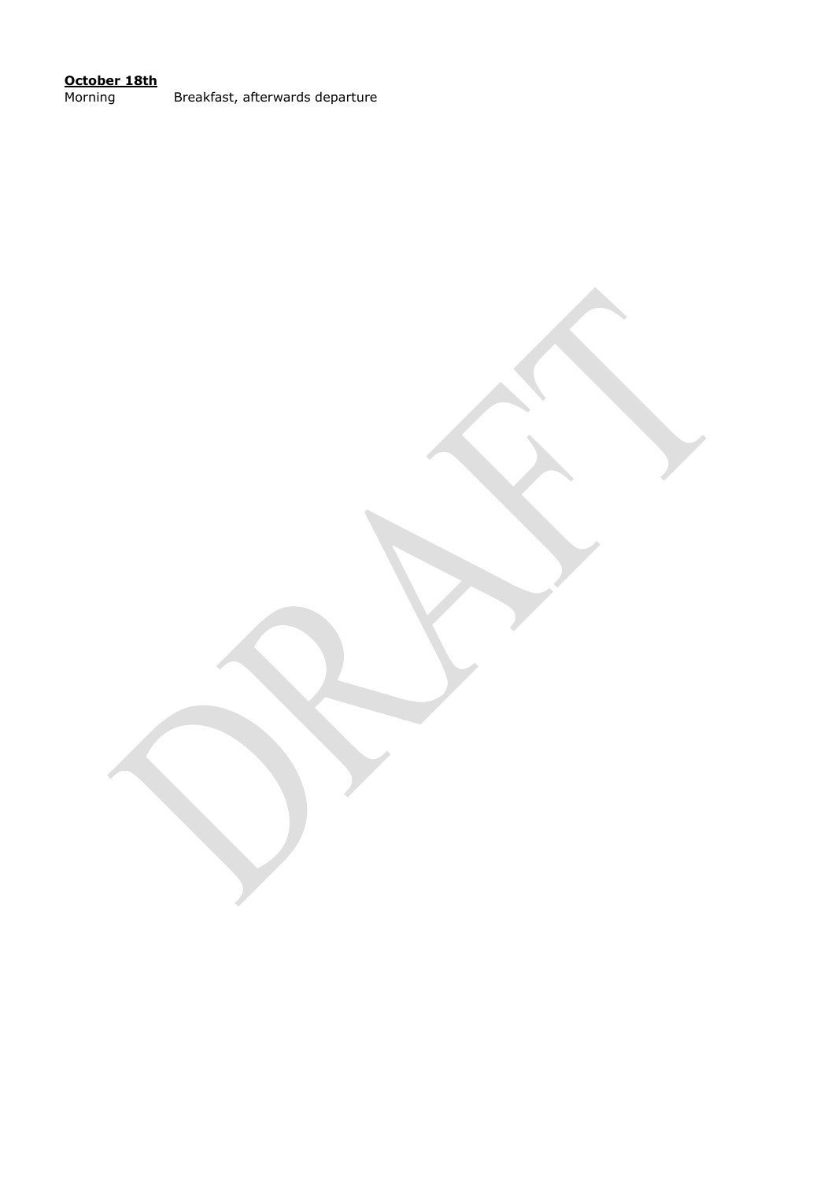**October 18th**

| | |
|---|---|
| Morning | Breakfast, afterwards departure |

DRAFT